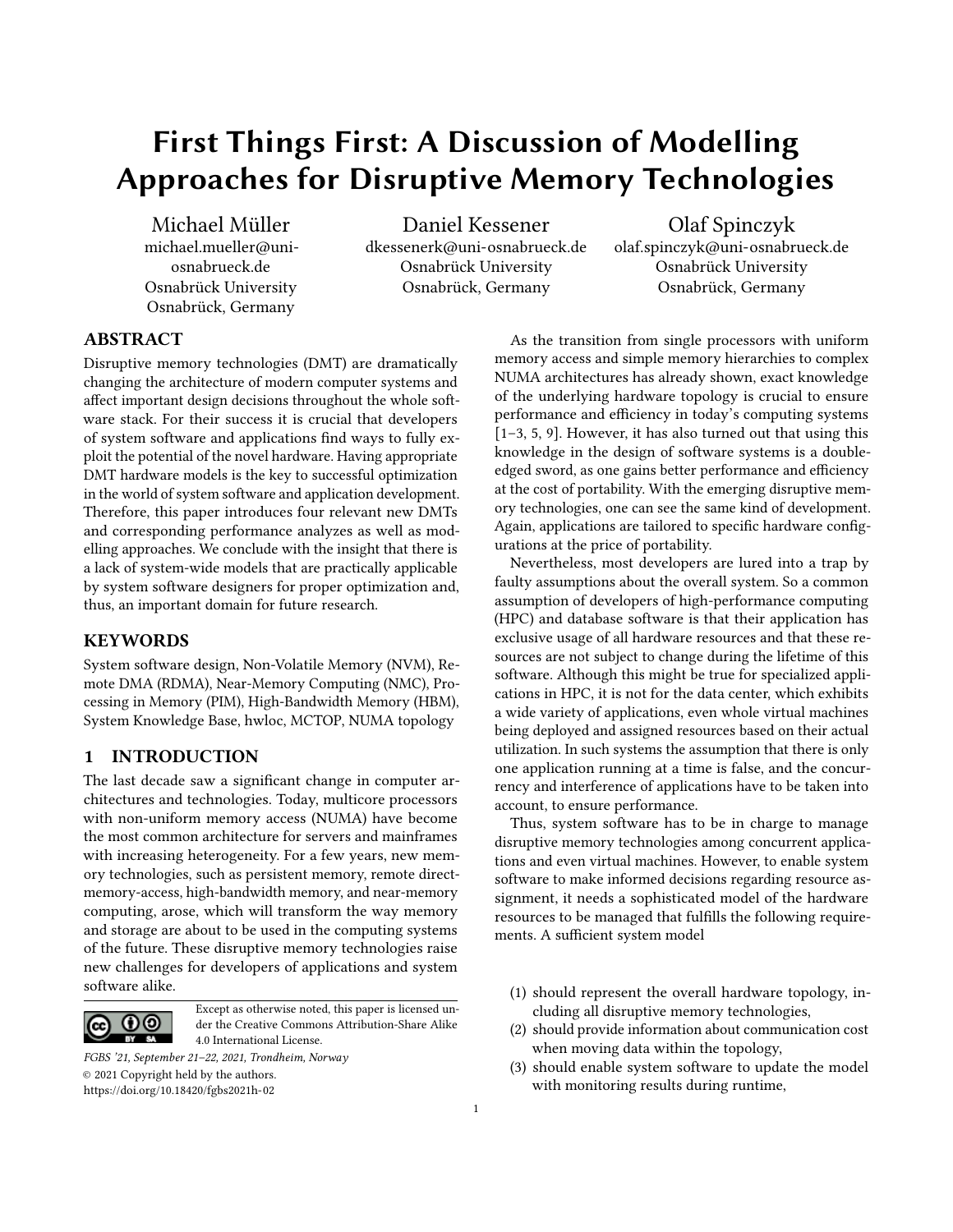# First Things First: A Discussion of Modelling Approaches for Disruptive Memory Technologies

Michael Müller
michael.mueller@uni-osnabrueck.de
Osnabrück University
Osnabrück, Germany

Daniel Kessener
dkessenerk@uni-osnabrueck.de
Osnabrück University
Osnabrück, Germany

Olaf Spinczyk
olaf.spinczyk@uni-osnabrueck.de
Osnabrück University
Osnabrück, Germany

## ABSTRACT

Disruptive memory technologies (DMT) are dramatically changing the architecture of modern computer systems and affect important design decisions throughout the whole software stack. For their success it is crucial that developers of system software and applications find ways to fully exploit the potential of the novel hardware. Having appropriate DMT hardware models is the key to successful optimization in the world of system software and application development. Therefore, this paper introduces four relevant new DMTs and corresponding performance analyzes as well as modelling approaches. We conclude with the insight that there is a lack of system-wide models that are practically applicable by system software designers for proper optimization and, thus, an important domain for future research.

## KEYWORDS

System software design, Non-Volatile Memory (NVM), Remote DMA (RDMA), Near-Memory Computing (NMC), Processing in Memory (PIM), High-Bandwidth Memory (HBM), System Knowledge Base, hwloc, MCTOP, NUMA topology

## 1 INTRODUCTION

The last decade saw a significant change in computer architectures and technologies. Today, multicore processors with non-uniform memory access (NUMA) have become the most common architecture for servers and mainframes with increasing heterogeneity. For a few years, new memory technologies, such as persistent memory, remote direct-memory-access, high-bandwidth memory, and near-memory computing, arose, which will transform the way memory and storage are about to be used in the computing systems of the future. These disruptive memory technologies raise new challenges for developers of applications and system software alike.

Except as otherwise noted, this paper is licensed under the Creative Commons Attribution-Share Alike 4.0 International License.

*FGBS '21, September 21–22, 2021, Trondheim, Norway*
© 2021 Copyright held by the authors.
https://doi.org/10.18420/fgbs2021h-02

As the transition from single processors with uniform memory access and simple memory hierarchies to complex NUMA architectures has already shown, exact knowledge of the underlying hardware topology is crucial to ensure performance and efficiency in today's computing systems [1–3, 5, 9]. However, it has also turned out that using this knowledge in the design of software systems is a double-edged sword, as one gains better performance and efficiency at the cost of portability. With the emerging disruptive memory technologies, one can see the same kind of development. Again, applications are tailored to specific hardware configurations at the price of portability.

Nevertheless, most developers are lured into a trap by faulty assumptions about the overall system. So a common assumption of developers of high-performance computing (HPC) and database software is that their application has exclusive usage of all hardware resources and that these resources are not subject to change during the lifetime of this software. Although this might be true for specialized applications in HPC, it is not for the data center, which exhibits a wide variety of applications, even whole virtual machines being deployed and assigned resources based on their actual utilization. In such systems the assumption that there is only one application running at a time is false, and the concurrency and interference of applications have to be taken into account, to ensure performance.

Thus, system software has to be in charge to manage disruptive memory technologies among concurrent applications and even virtual machines. However, to enable system software to make informed decisions regarding resource assignment, it needs a sophisticated model of the hardware resources to be managed that fulfills the following requirements. A sufficient system model

(1) should represent the overall hardware topology, including all disruptive memory technologies,
(2) should provide information about communication cost when moving data within the topology,
(3) should enable system software to update the model with monitoring results during runtime,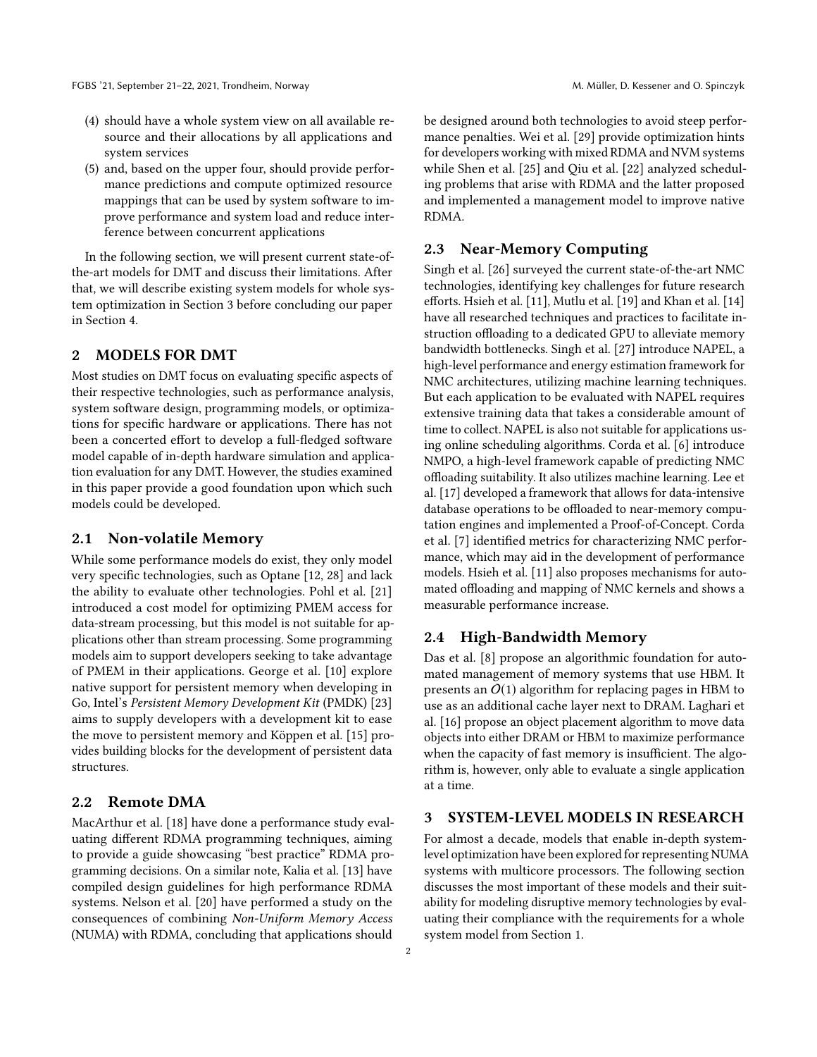(4) should have a whole system view on all available resource and their allocations by all applications and system services
(5) and, based on the upper four, should provide performance predictions and compute optimized resource mappings that can be used by system software to improve performance and system load and reduce interference between concurrent applications

In the following section, we will present current state-of-the-art models for DMT and discuss their limitations. After that, we will describe existing system models for whole system optimization in Section 3 before concluding our paper in Section 4.

## 2 MODELS FOR DMT

Most studies on DMT focus on evaluating specific aspects of their respective technologies, such as performance analysis, system software design, programming models, or optimizations for specific hardware or applications. There has not been a concerted effort to develop a full-fledged software model capable of in-depth hardware simulation and application evaluation for any DMT. However, the studies examined in this paper provide a good foundation upon which such models could be developed.

### 2.1 Non-volatile Memory

While some performance models do exist, they only model very specific technologies, such as Optane [12, 28] and lack the ability to evaluate other technologies. Pohl et al. [21] introduced a cost model for optimizing PMEM access for data-stream processing, but this model is not suitable for applications other than stream processing. Some programming models aim to support developers seeking to take advantage of PMEM in their applications. George et al. [10] explore native support for persistent memory when developing in Go, Intel's *Persistent Memory Development Kit* (PMDK) [23] aims to supply developers with a development kit to ease the move to persistent memory and Köppen et al. [15] provides building blocks for the development of persistent data structures.

### 2.2 Remote DMA

MacArthur et al. [18] have done a performance study evaluating different RDMA programming techniques, aiming to provide a guide showcasing "best practice" RDMA programming decisions. On a similar note, Kalia et al. [13] have compiled design guidelines for high performance RDMA systems. Nelson et al. [20] have performed a study on the consequences of combining *Non-Uniform Memory Access* (NUMA) with RDMA, concluding that applications should be designed around both technologies to avoid steep performance penalties. Wei et al. [29] provide optimization hints for developers working with mixed RDMA and NVM systems while Shen et al. [25] and Qiu et al. [22] analyzed scheduling problems that arise with RDMA and the latter proposed and implemented a management model to improve native RDMA.

### 2.3 Near-Memory Computing

Singh et al. [26] surveyed the current state-of-the-art NMC technologies, identifying key challenges for future research efforts. Hsieh et al. [11], Mutlu et al. [19] and Khan et al. [14] have all researched techniques and practices to facilitate instruction offloading to a dedicated GPU to alleviate memory bandwidth bottlenecks. Singh et al. [27] introduce NAPEL, a high-level performance and energy estimation framework for NMC architectures, utilizing machine learning techniques. But each application to be evaluated with NAPEL requires extensive training data that takes a considerable amount of time to collect. NAPEL is also not suitable for applications using online scheduling algorithms. Corda et al. [6] introduce NMPO, a high-level framework capable of predicting NMC offloading suitability. It also utilizes machine learning. Lee et al. [17] developed a framework that allows for data-intensive database operations to be offloaded to near-memory computation engines and implemented a Proof-of-Concept. Corda et al. [7] identified metrics for characterizing NMC performance, which may aid in the development of performance models. Hsieh et al. [11] also proposes mechanisms for automated offloading and mapping of NMC kernels and shows a measurable performance increase.

### 2.4 High-Bandwidth Memory

Das et al. [8] propose an algorithmic foundation for automated management of memory systems that use HBM. It presents an $O(1)$ algorithm for replacing pages in HBM to use as an additional cache layer next to DRAM. Laghari et al. [16] propose an object placement algorithm to move data objects into either DRAM or HBM to maximize performance when the capacity of fast memory is insufficient. The algorithm is, however, only able to evaluate a single application at a time.

## 3 SYSTEM-LEVEL MODELS IN RESEARCH

For almost a decade, models that enable in-depth system-level optimization have been explored for representing NUMA systems with multicore processors. The following section discusses the most important of these models and their suitability for modeling disruptive memory technologies by evaluating their compliance with the requirements for a whole system model from Section 1.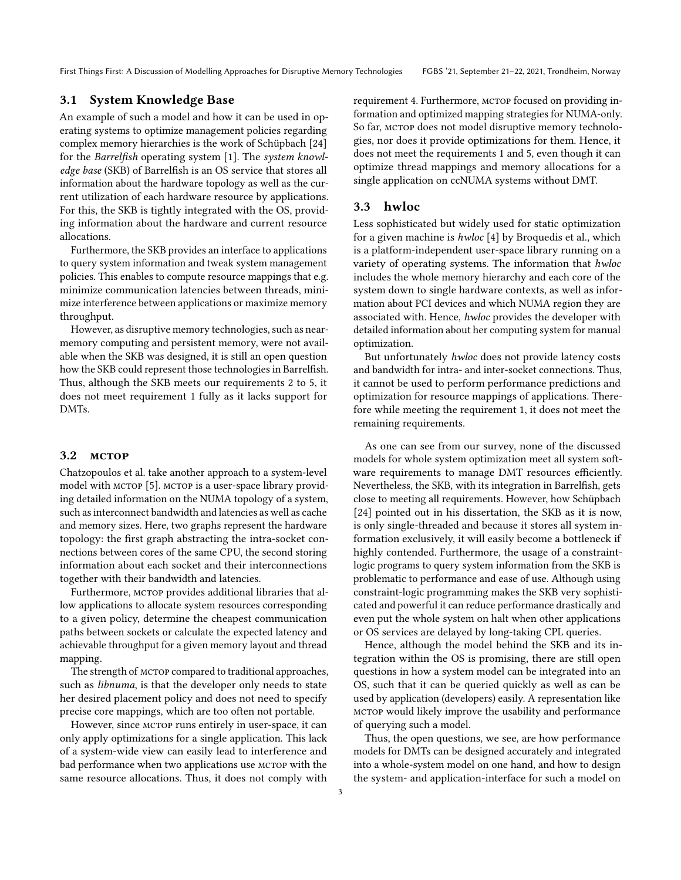### 3.1 System Knowledge Base

An example of such a model and how it can be used in operating systems to optimize management policies regarding complex memory hierarchies is the work of Schüpbach [24] for the *Barrelfish* operating system [1]. The *system knowledge base* (SKB) of Barrelfish is an OS service that stores all information about the hardware topology as well as the current utilization of each hardware resource by applications. For this, the SKB is tightly integrated with the OS, providing information about the hardware and current resource allocations.

Furthermore, the SKB provides an interface to applications to query system information and tweak system management policies. This enables to compute resource mappings that e.g. minimize communication latencies between threads, minimize interference between applications or maximize memory throughput.

However, as disruptive memory technologies, such as near-memory computing and persistent memory, were not available when the SKB was designed, it is still an open question how the SKB could represent those technologies in Barrelfish. Thus, although the SKB meets our requirements 2 to 5, it does not meet requirement 1 fully as it lacks support for DMTs.

### 3.2 MCTOP

Chatzopoulos et al. take another approach to a system-level model with MCTOP [5]. MCTOP is a user-space library providing detailed information on the NUMA topology of a system, such as interconnect bandwidth and latencies as well as cache and memory sizes. Here, two graphs represent the hardware topology: the first graph abstracting the intra-socket connections between cores of the same CPU, the second storing information about each socket and their interconnections together with their bandwidth and latencies.

Furthermore, MCTOP provides additional libraries that allow applications to allocate system resources corresponding to a given policy, determine the cheapest communication paths between sockets or calculate the expected latency and achievable throughput for a given memory layout and thread mapping.

The strength of MCTOP compared to traditional approaches, such as *libnuma*, is that the developer only needs to state her desired placement policy and does not need to specify precise core mappings, which are too often not portable.

However, since MCTOP runs entirely in user-space, it can only apply optimizations for a single application. This lack of a system-wide view can easily lead to interference and bad performance when two applications use MCTOP with the same resource allocations. Thus, it does not comply with requirement 4. Furthermore, MCTOP focused on providing information and optimized mapping strategies for NUMA-only. So far, MCTOP does not model disruptive memory technologies, nor does it provide optimizations for them. Hence, it does not meet the requirements 1 and 5, even though it can optimize thread mappings and memory allocations for a single application on ccNUMA systems without DMT.

### 3.3 hwloc

Less sophisticated but widely used for static optimization for a given machine is *hwloc* [4] by Broquedis et al., which is a platform-independent user-space library running on a variety of operating systems. The information that *hwloc* includes the whole memory hierarchy and each core of the system down to single hardware contexts, as well as information about PCI devices and which NUMA region they are associated with. Hence, *hwloc* provides the developer with detailed information about her computing system for manual optimization.

But unfortunately *hwloc* does not provide latency costs and bandwidth for intra- and inter-socket connections. Thus, it cannot be used to perform performance predictions and optimization for resource mappings of applications. Therefore while meeting the requirement 1, it does not meet the remaining requirements.

As one can see from our survey, none of the discussed models for whole system optimization meet all system software requirements to manage DMT resources efficiently. Nevertheless, the SKB, with its integration in Barrelfish, gets close to meeting all requirements. However, how Schüpbach [24] pointed out in his dissertation, the SKB as it is now, is only single-threaded and because it stores all system information exclusively, it will easily become a bottleneck if highly contended. Furthermore, the usage of a constraint-logic programs to query system information from the SKB is problematic to performance and ease of use. Although using constraint-logic programming makes the SKB very sophisticated and powerful it can reduce performance drastically and even put the whole system on halt when other applications or OS services are delayed by long-taking CPL queries.

Hence, although the model behind the SKB and its integration within the OS is promising, there are still open questions in how a system model can be integrated into an OS, such that it can be queried quickly as well as can be used by application (developers) easily. A representation like MCTOP would likely improve the usability and performance of querying such a model.

Thus, the open questions, we see, are how performance models for DMTs can be designed accurately and integrated into a whole-system model on one hand, and how to design the system- and application-interface for such a model on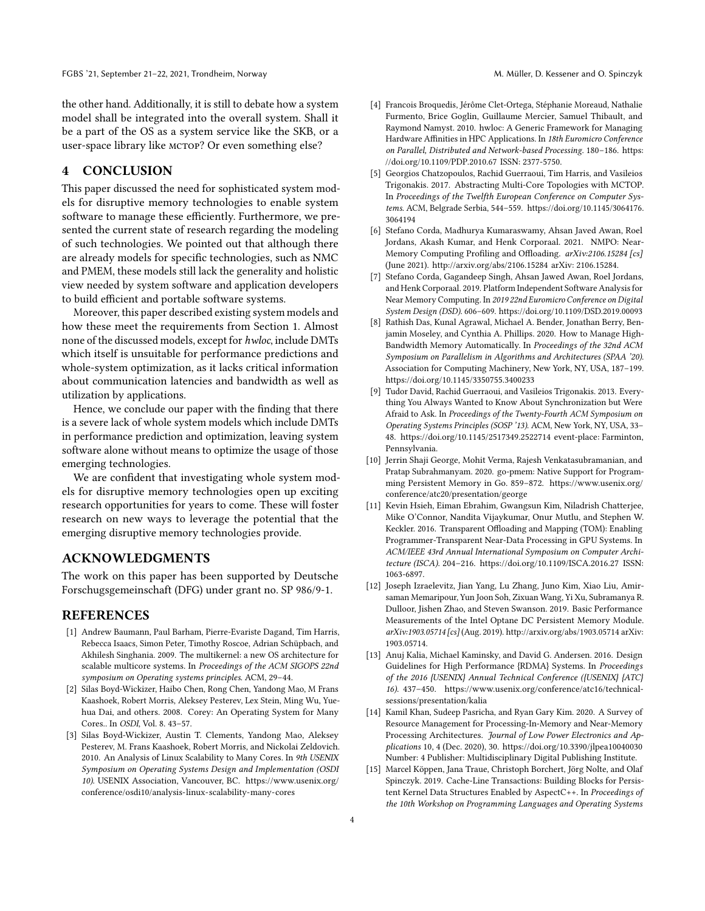the other hand. Additionally, it is still to debate how a system model shall be integrated into the overall system. Shall it be a part of the OS as a system service like the SKB, or a user-space library like MCTOP? Or even something else?

## 4 CONCLUSION

This paper discussed the need for sophisticated system models for disruptive memory technologies to enable system software to manage these efficiently. Furthermore, we presented the current state of research regarding the modeling of such technologies. We pointed out that although there are already models for specific technologies, such as NMC and PMEM, these models still lack the generality and holistic view needed by system software and application developers to build efficient and portable software systems.

Moreover, this paper described existing system models and how these meet the requirements from Section 1. Almost none of the discussed models, except for *hwloc*, include DMTs which itself is unsuitable for performance predictions and whole-system optimization, as it lacks critical information about communication latencies and bandwidth as well as utilization by applications.

Hence, we conclude our paper with the finding that there is a severe lack of whole system models which include DMTs in performance prediction and optimization, leaving system software alone without means to optimize the usage of those emerging technologies.

We are confident that investigating whole system models for disruptive memory technologies open up exciting research opportunities for years to come. These will foster research on new ways to leverage the potential that the emerging disruptive memory technologies provide.

## ACKNOWLEDGMENTS

The work on this paper has been supported by Deutsche Forschugsgemeinschaft (DFG) under grant no. SP 986/9-1.

## REFERENCES

[1] Andrew Baumann, Paul Barham, Pierre-Evariste Dagand, Tim Harris, Rebecca Isaacs, Simon Peter, Timothy Roscoe, Adrian Schüpbach, and Akhilesh Singhania. 2009. The multikernel: a new OS architecture for scalable multicore systems. In *Proceedings of the ACM SIGOPS 22nd symposium on Operating systems principles*. ACM, 29–44.

[2] Silas Boyd-Wickizer, Haibo Chen, Rong Chen, Yandong Mao, M Frans Kaashoek, Robert Morris, Aleksey Pesterev, Lex Stein, Ming Wu, Yuehua Dai, and others. 2008. Corey: An Operating System for Many Cores.. In *OSDI*, Vol. 8. 43–57.

[3] Silas Boyd-Wickizer, Austin T. Clements, Yandong Mao, Aleksey Pesterev, M. Frans Kaashoek, Robert Morris, and Nickolai Zeldovich. 2010. An Analysis of Linux Scalability to Many Cores. In *9th USENIX Symposium on Operating Systems Design and Implementation (OSDI 10)*. USENIX Association, Vancouver, BC. https://www.usenix.org/conference/osdi10/analysis-linux-scalability-many-cores

[4] Francois Broquedis, Jérôme Clet-Ortega, Stéphanie Moreaud, Nathalie Furmento, Brice Goglin, Guillaume Mercier, Samuel Thibault, and Raymond Namyst. 2010. hwloc: A Generic Framework for Managing Hardware Affinities in HPC Applications. In *18th Euromicro Conference on Parallel, Distributed and Network-based Processing*. 180–186. https://doi.org/10.1109/PDP.2010.67 ISSN: 2377-5750.

[5] Georgios Chatzopoulos, Rachid Guerraoui, Tim Harris, and Vasileios Trigonakis. 2017. Abstracting Multi-Core Topologies with MCTOP. In *Proceedings of the Twelfth European Conference on Computer Systems*. ACM, Belgrade Serbia, 544–559. https://doi.org/10.1145/3064176.3064194

[6] Stefano Corda, Madhurya Kumaraswamy, Ahsan Javed Awan, Roel Jordans, Akash Kumar, and Henk Corporaal. 2021. NMPO: Near-Memory Computing Profiling and Offloading. *arXiv:2106.15284 [cs]* (June 2021). http://arxiv.org/abs/2106.15284 arXiv: 2106.15284.

[7] Stefano Corda, Gagandeep Singh, Ahsan Jawed Awan, Roel Jordans, and Henk Corporaal. 2019. Platform Independent Software Analysis for Near Memory Computing. In *2019 22nd Euromicro Conference on Digital System Design (DSD)*. 606–609. https://doi.org/10.1109/DSD.2019.00093

[8] Rathish Das, Kunal Agrawal, Michael A. Bender, Jonathan Berry, Benjamin Moseley, and Cynthia A. Phillips. 2020. How to Manage High-Bandwidth Memory Automatically. In *Proceedings of the 32nd ACM Symposium on Parallelism in Algorithms and Architectures (SPAA '20)*. Association for Computing Machinery, New York, NY, USA, 187–199. https://doi.org/10.1145/3350755.3400233

[9] Tudor David, Rachid Guerraoui, and Vasileios Trigonakis. 2013. Everything You Always Wanted to Know About Synchronization but Were Afraid to Ask. In *Proceedings of the Twenty-Fourth ACM Symposium on Operating Systems Principles (SOSP '13)*. ACM, New York, NY, USA, 33–48. https://doi.org/10.1145/2517349.2522714 event-place: Farminton, Pennsylvania.

[10] Jerrin Shaji George, Mohit Verma, Rajesh Venkatasubramanian, and Pratap Subrahmanyam. 2020. go-pmem: Native Support for Programming Persistent Memory in Go. 859–872. https://www.usenix.org/conference/atc20/presentation/george

[11] Kevin Hsieh, Eiman Ebrahim, Gwangsun Kim, Niladrish Chatterjee, Mike O'Connor, Nandita Vijaykumar, Onur Mutlu, and Stephen W. Keckler. 2016. Transparent Offloading and Mapping (TOM): Enabling Programmer-Transparent Near-Data Processing in GPU Systems. In *ACM/IEEE 43rd Annual International Symposium on Computer Architecture (ISCA)*. 204–216. https://doi.org/10.1109/ISCA.2016.27 ISSN: 1063-6897.

[12] Joseph Izraelevitz, Jian Yang, Lu Zhang, Juno Kim, Xiao Liu, Amirsaman Memaripour, Yun Joon Soh, Zixuan Wang, Yi Xu, Subramanya R. Dulloor, Jishen Zhao, and Steven Swanson. 2019. Basic Performance Measurements of the Intel Optane DC Persistent Memory Module. *arXiv:1903.05714 [cs]* (Aug. 2019). http://arxiv.org/abs/1903.05714 arXiv: 1903.05714.

[13] Anuj Kalia, Michael Kaminsky, and David G. Andersen. 2016. Design Guidelines for High Performance {RDMA} Systems. In *Proceedings of the 2016 {USENIX} Annual Technical Conference ({USENIX} {ATC} 16)*. 437–450. https://www.usenix.org/conference/atc16/technical-sessions/presentation/kalia

[14] Kamil Khan, Sudeep Pasricha, and Ryan Gary Kim. 2020. A Survey of Resource Management for Processing-In-Memory and Near-Memory Processing Architectures. *Journal of Low Power Electronics and Applications* 10, 4 (Dec. 2020), 30. https://doi.org/10.3390/jlpea10040030 Number: 4 Publisher: Multidisciplinary Digital Publishing Institute.

[15] Marcel Köppen, Jana Traue, Christoph Borchert, Jörg Nolte, and Olaf Spinczyk. 2019. Cache-Line Transactions: Building Blocks for Persistent Kernel Data Structures Enabled by AspectC++. In *Proceedings of the 10th Workshop on Programming Languages and Operating Systems*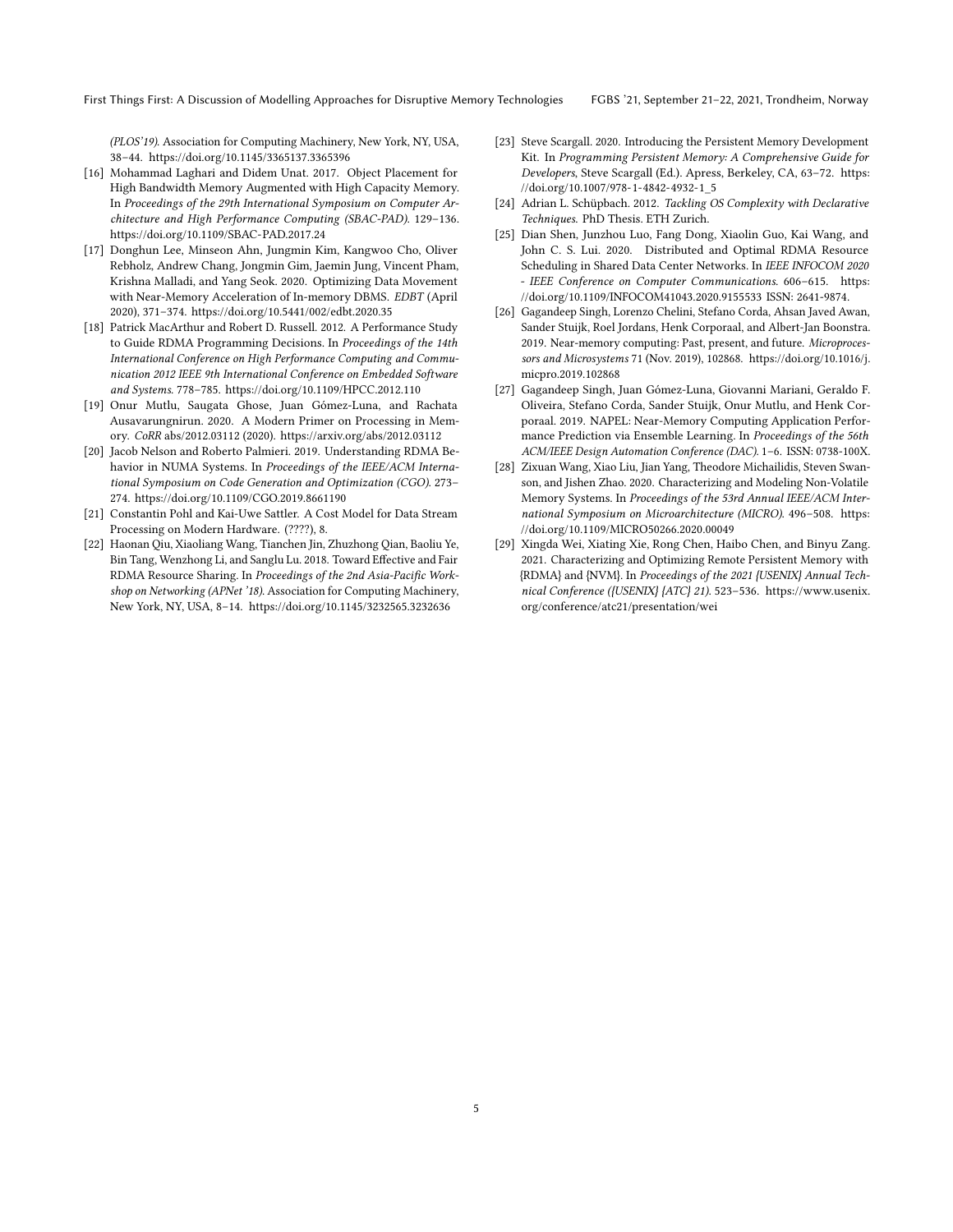(*PLOS'19*). Association for Computing Machinery, New York, NY, USA, 38–44. https://doi.org/10.1145/3365137.3365396

- [16] Mohammad Laghari and Didem Unat. 2017. Object Placement for High Bandwidth Memory Augmented with High Capacity Memory. In *Proceedings of the 29th International Symposium on Computer Architecture and High Performance Computing (SBAC-PAD)*. 129–136. https://doi.org/10.1109/SBAC-PAD.2017.24
- [17] Donghun Lee, Minseon Ahn, Jungmin Kim, Kangwoo Cho, Oliver Rebholz, Andrew Chang, Jongmin Gim, Jaemin Jung, Vincent Pham, Krishna Malladi, and Yang Seok. 2020. Optimizing Data Movement with Near-Memory Acceleration of In-memory DBMS. *EDBT* (April 2020), 371–374. https://doi.org/10.5441/002/edbt.2020.35
- [18] Patrick MacArthur and Robert D. Russell. 2012. A Performance Study to Guide RDMA Programming Decisions. In *Proceedings of the 14th International Conference on High Performance Computing and Communication 2012 IEEE 9th International Conference on Embedded Software and Systems*. 778–785. https://doi.org/10.1109/HPCC.2012.110
- [19] Onur Mutlu, Saugata Ghose, Juan Gómez-Luna, and Rachata Ausavarungnirun. 2020. A Modern Primer on Processing in Memory. *CoRR* abs/2012.03112 (2020). https://arxiv.org/abs/2012.03112
- [20] Jacob Nelson and Roberto Palmieri. 2019. Understanding RDMA Behavior in NUMA Systems. In *Proceedings of the IEEE/ACM International Symposium on Code Generation and Optimization (CGO)*. 273–274. https://doi.org/10.1109/CGO.2019.8661190
- [21] Constantin Pohl and Kai-Uwe Sattler. A Cost Model for Data Stream Processing on Modern Hardware. (????), 8.
- [22] Haonan Qiu, Xiaoliang Wang, Tianchen Jin, Zhuzhong Qian, Baoliu Ye, Bin Tang, Wenzhong Li, and Sanglu Lu. 2018. Toward Effective and Fair RDMA Resource Sharing. In *Proceedings of the 2nd Asia-Pacific Workshop on Networking (APNet '18)*. Association for Computing Machinery, New York, NY, USA, 8–14. https://doi.org/10.1145/3232565.3232636
- [23] Steve Scargall. 2020. Introducing the Persistent Memory Development Kit. In *Programming Persistent Memory: A Comprehensive Guide for Developers*, Steve Scargall (Ed.). Apress, Berkeley, CA, 63–72. https://doi.org/10.1007/978-1-4842-4932-1_5
- [24] Adrian L. Schüpbach. 2012. *Tackling OS Complexity with Declarative Techniques*. PhD Thesis. ETH Zurich.
- [25] Dian Shen, Junzhou Luo, Fang Dong, Xiaolin Guo, Kai Wang, and John C. S. Lui. 2020. Distributed and Optimal RDMA Resource Scheduling in Shared Data Center Networks. In *IEEE INFOCOM 2020 - IEEE Conference on Computer Communications*. 606–615. https://doi.org/10.1109/INFOCOM41043.2020.9155533 ISSN: 2641-9874.
- [26] Gagandeep Singh, Lorenzo Chelini, Stefano Corda, Ahsan Javed Awan, Sander Stuijk, Roel Jordans, Henk Corporaal, and Albert-Jan Boonstra. 2019. Near-memory computing: Past, present, and future. *Microprocessors and Microsystems* 71 (Nov. 2019), 102868. https://doi.org/10.1016/j.micpro.2019.102868
- [27] Gagandeep Singh, Juan Gómez-Luna, Giovanni Mariani, Geraldo F. Oliveira, Stefano Corda, Sander Stuijk, Onur Mutlu, and Henk Corporaal. 2019. NAPEL: Near-Memory Computing Application Performance Prediction via Ensemble Learning. In *Proceedings of the 56th ACM/IEEE Design Automation Conference (DAC)*. 1–6. ISSN: 0738-100X.
- [28] Zixuan Wang, Xiao Liu, Jian Yang, Theodore Michailidis, Steven Swanson, and Jishen Zhao. 2020. Characterizing and Modeling Non-Volatile Memory Systems. In *Proceedings of the 53rd Annual IEEE/ACM International Symposium on Microarchitecture (MICRO)*. 496–508. https://doi.org/10.1109/MICRO50266.2020.00049
- [29] Xingda Wei, Xiating Xie, Rong Chen, Haibo Chen, and Binyu Zang. 2021. Characterizing and Optimizing Remote Persistent Memory with {RDMA} and {NVM}. In *Proceedings of the 2021 {USENIX} Annual Technical Conference ({USENIX} {ATC} 21)*. 523–536. https://www.usenix.org/conference/atc21/presentation/wei